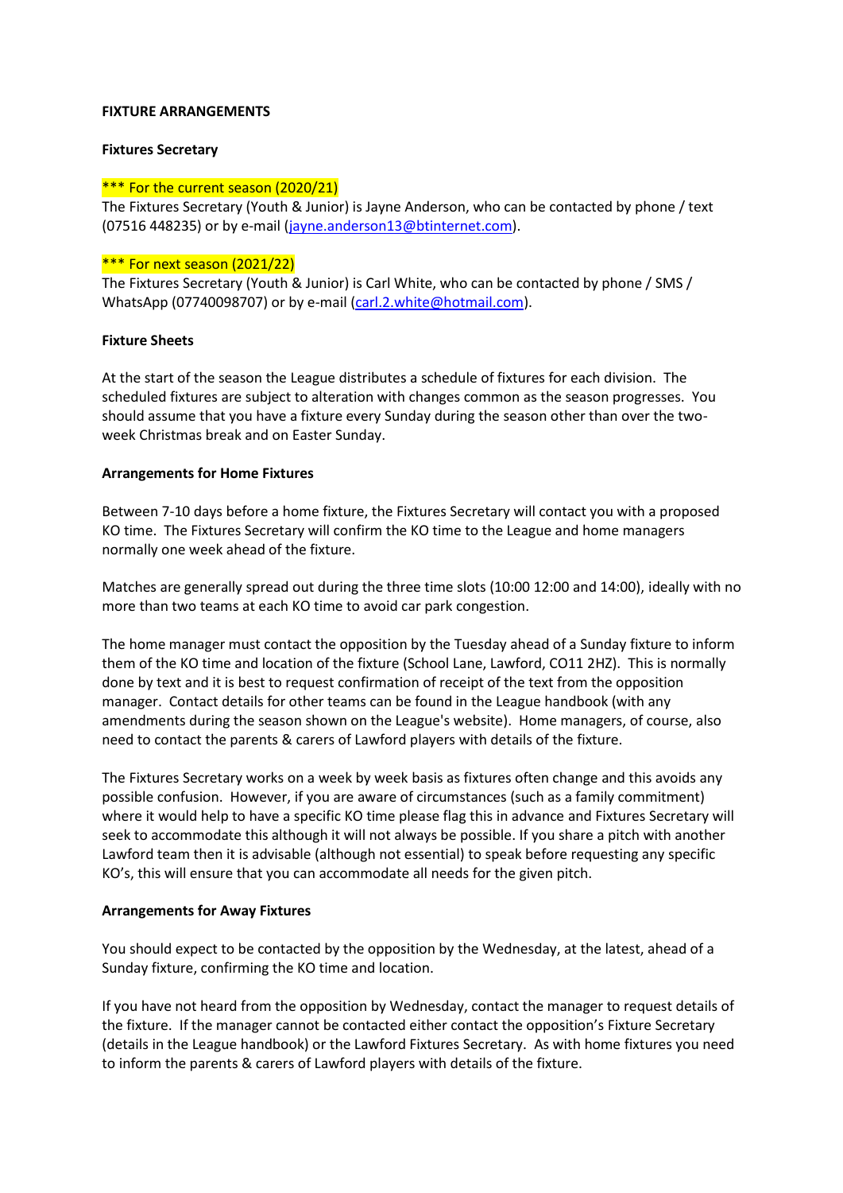# FIXTURE ARRANGEMENTS

## Fixtures Secretary

*** For the current season (2020/21)
The Fixtures Secretary (Youth & Junior) is Jayne Anderson, who can be contacted by phone / text (07516 448235) or by e-mail (jayne.anderson13@btinternet.com).

*** For next season (2021/22)
The Fixtures Secretary (Youth & Junior) is Carl White, who can be contacted by phone / SMS / WhatsApp (07740098707) or by e-mail (carl.2.white@hotmail.com).

## Fixture Sheets

At the start of the season the League distributes a schedule of fixtures for each division. The scheduled fixtures are subject to alteration with changes common as the season progresses. You should assume that you have a fixture every Sunday during the season other than over the two-week Christmas break and on Easter Sunday.

## Arrangements for Home Fixtures

Between 7-10 days before a home fixture, the Fixtures Secretary will contact you with a proposed KO time. The Fixtures Secretary will confirm the KO time to the League and home managers normally one week ahead of the fixture.

Matches are generally spread out during the three time slots (10:00 12:00 and 14:00), ideally with no more than two teams at each KO time to avoid car park congestion.

The home manager must contact the opposition by the Tuesday ahead of a Sunday fixture to inform them of the KO time and location of the fixture (School Lane, Lawford, CO11 2HZ). This is normally done by text and it is best to request confirmation of receipt of the text from the opposition manager. Contact details for other teams can be found in the League handbook (with any amendments during the season shown on the League's website). Home managers, of course, also need to contact the parents & carers of Lawford players with details of the fixture.

The Fixtures Secretary works on a week by week basis as fixtures often change and this avoids any possible confusion. However, if you are aware of circumstances (such as a family commitment) where it would help to have a specific KO time please flag this in advance and Fixtures Secretary will seek to accommodate this although it will not always be possible. If you share a pitch with another Lawford team then it is advisable (although not essential) to speak before requesting any specific KO's, this will ensure that you can accommodate all needs for the given pitch.

## Arrangements for Away Fixtures

You should expect to be contacted by the opposition by the Wednesday, at the latest, ahead of a Sunday fixture, confirming the KO time and location.

If you have not heard from the opposition by Wednesday, contact the manager to request details of the fixture. If the manager cannot be contacted either contact the opposition's Fixture Secretary (details in the League handbook) or the Lawford Fixtures Secretary. As with home fixtures you need to inform the parents & carers of Lawford players with details of the fixture.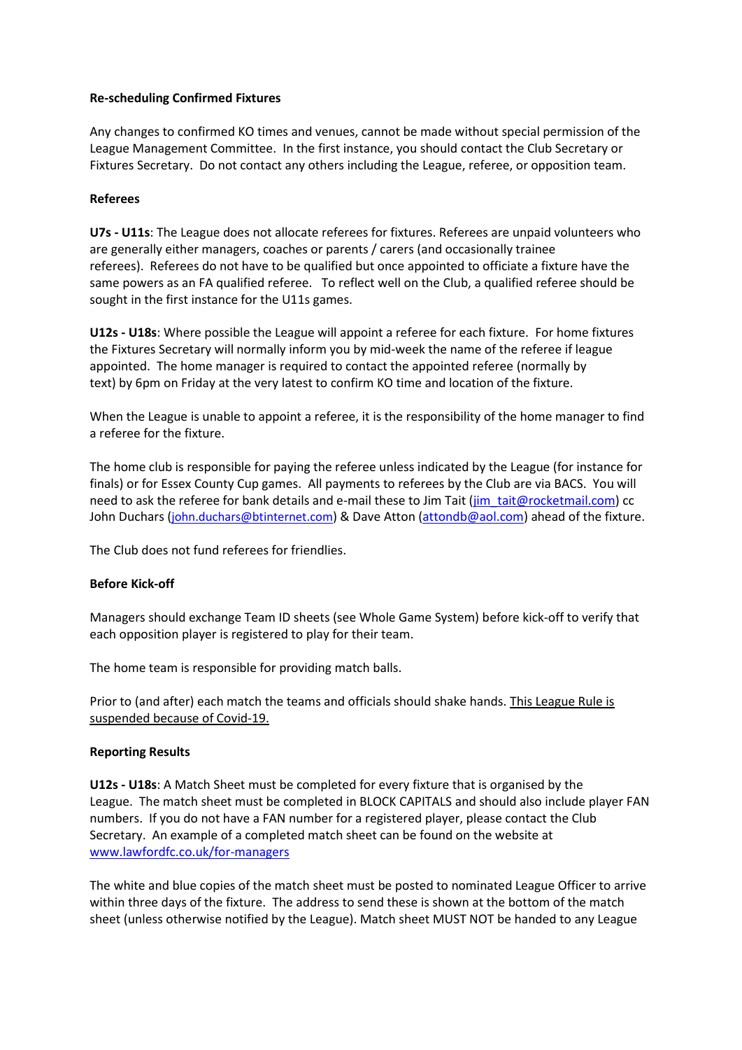**Re-scheduling Confirmed Fixtures**

Any changes to confirmed KO times and venues, cannot be made without special permission of the League Management Committee. In the first instance, you should contact the Club Secretary or Fixtures Secretary. Do not contact any others including the League, referee, or opposition team.

**Referees**

**U7s - U11s**: The League does not allocate referees for fixtures. Referees are unpaid volunteers who are generally either managers, coaches or parents / carers (and occasionally trainee referees). Referees do not have to be qualified but once appointed to officiate a fixture have the same powers as an FA qualified referee. To reflect well on the Club, a qualified referee should be sought in the first instance for the U11s games.

**U12s - U18s**: Where possible the League will appoint a referee for each fixture. For home fixtures the Fixtures Secretary will normally inform you by mid-week the name of the referee if league appointed. The home manager is required to contact the appointed referee (normally by text) by 6pm on Friday at the very latest to confirm KO time and location of the fixture.

When the League is unable to appoint a referee, it is the responsibility of the home manager to find a referee for the fixture.

The home club is responsible for paying the referee unless indicated by the League (for instance for finals) or for Essex County Cup games. All payments to referees by the Club are via BACS. You will need to ask the referee for bank details and e-mail these to Jim Tait (jim_tait@rocketmail.com) cc John Duchars (john.duchars@btinternet.com) & Dave Atton (attondb@aol.com) ahead of the fixture.

The Club does not fund referees for friendlies.

**Before Kick-off**

Managers should exchange Team ID sheets (see Whole Game System) before kick-off to verify that each opposition player is registered to play for their team.

The home team is responsible for providing match balls.

Prior to (and after) each match the teams and officials should shake hands. <u>This League Rule is suspended because of Covid-19.</u>

**Reporting Results**

**U12s - U18s**: A Match Sheet must be completed for every fixture that is organised by the League. The match sheet must be completed in BLOCK CAPITALS and should also include player FAN numbers. If you do not have a FAN number for a registered player, please contact the Club Secretary. An example of a completed match sheet can be found on the website at www.lawfordfc.co.uk/for-managers

The white and blue copies of the match sheet must be posted to nominated League Officer to arrive within three days of the fixture. The address to send these is shown at the bottom of the match sheet (unless otherwise notified by the League). Match sheet MUST NOT be handed to any League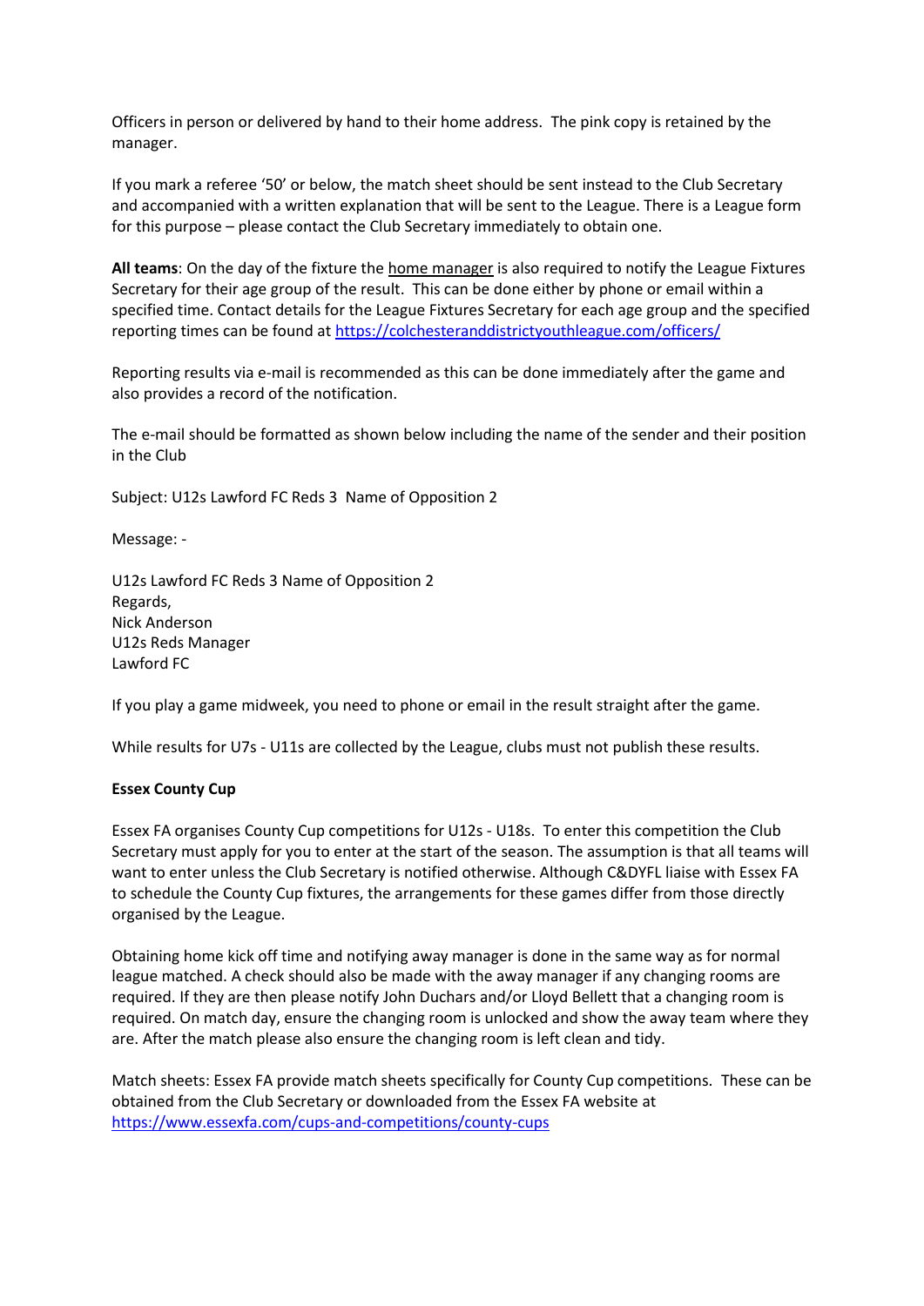Officers in person or delivered by hand to their home address. The pink copy is retained by the manager.

If you mark a referee '50' or below, the match sheet should be sent instead to the Club Secretary and accompanied with a written explanation that will be sent to the League. There is a League form for this purpose – please contact the Club Secretary immediately to obtain one.

**All teams**: On the day of the fixture the home manager is also required to notify the League Fixtures Secretary for their age group of the result. This can be done either by phone or email within a specified time. Contact details for the League Fixtures Secretary for each age group and the specified reporting times can be found at https://colchesteranddistrictyouthleague.com/officers/

Reporting results via e-mail is recommended as this can be done immediately after the game and also provides a record of the notification.

The e-mail should be formatted as shown below including the name of the sender and their position in the Club

Subject: U12s Lawford FC Reds 3 Name of Opposition 2

Message: -

U12s Lawford FC Reds 3 Name of Opposition 2
Regards,
Nick Anderson
U12s Reds Manager
Lawford FC

If you play a game midweek, you need to phone or email in the result straight after the game.

While results for U7s - U11s are collected by the League, clubs must not publish these results.

**Essex County Cup**

Essex FA organises County Cup competitions for U12s - U18s. To enter this competition the Club Secretary must apply for you to enter at the start of the season. The assumption is that all teams will want to enter unless the Club Secretary is notified otherwise. Although C&DYFL liaise with Essex FA to schedule the County Cup fixtures, the arrangements for these games differ from those directly organised by the League.

Obtaining home kick off time and notifying away manager is done in the same way as for normal league matched. A check should also be made with the away manager if any changing rooms are required. If they are then please notify John Duchars and/or Lloyd Bellett that a changing room is required. On match day, ensure the changing room is unlocked and show the away team where they are. After the match please also ensure the changing room is left clean and tidy.

Match sheets: Essex FA provide match sheets specifically for County Cup competitions. These can be obtained from the Club Secretary or downloaded from the Essex FA website at https://www.essexfa.com/cups-and-competitions/county-cups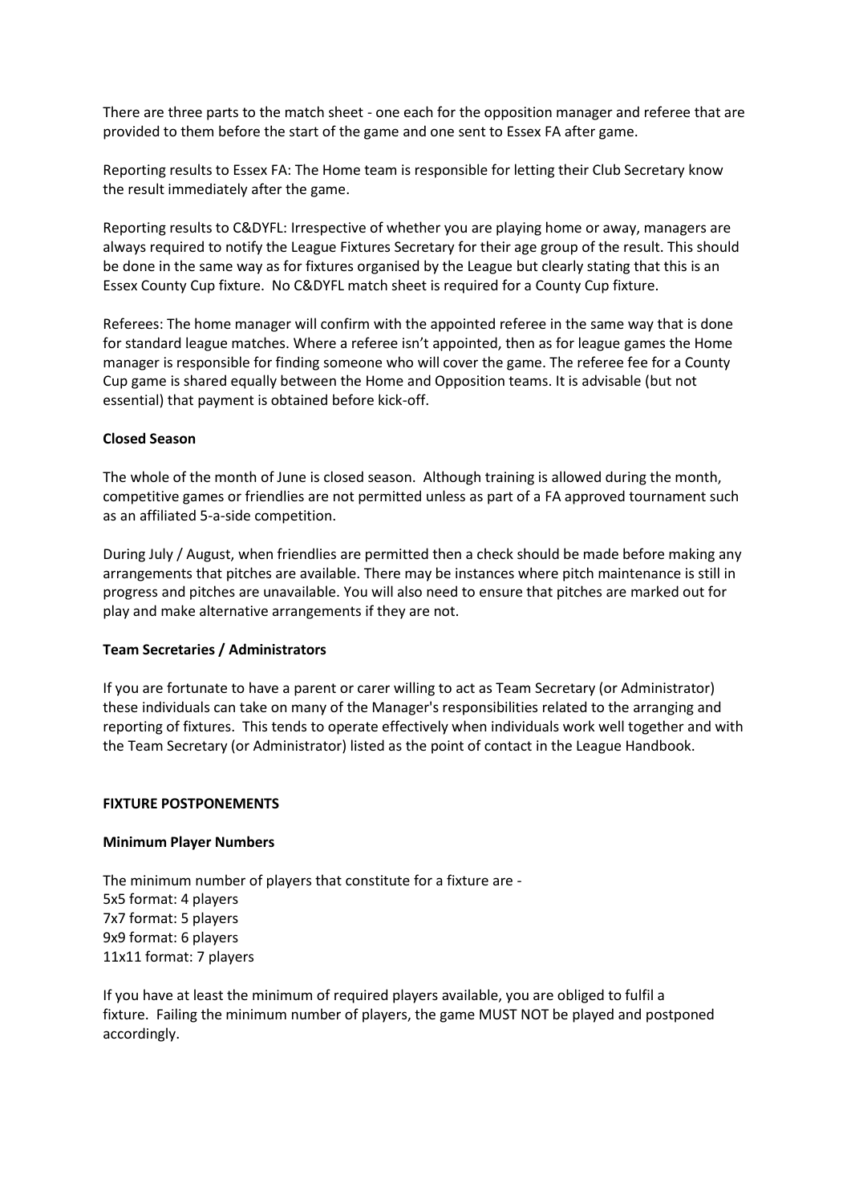There are three parts to the match sheet - one each for the opposition manager and referee that are provided to them before the start of the game and one sent to Essex FA after game.

Reporting results to Essex FA: The Home team is responsible for letting their Club Secretary know the result immediately after the game.

Reporting results to C&DYFL: Irrespective of whether you are playing home or away, managers are always required to notify the League Fixtures Secretary for their age group of the result. This should be done in the same way as for fixtures organised by the League but clearly stating that this is an Essex County Cup fixture. No C&DYFL match sheet is required for a County Cup fixture.

Referees: The home manager will confirm with the appointed referee in the same way that is done for standard league matches. Where a referee isn't appointed, then as for league games the Home manager is responsible for finding someone who will cover the game. The referee fee for a County Cup game is shared equally between the Home and Opposition teams. It is advisable (but not essential) that payment is obtained before kick-off.

**Closed Season**

The whole of the month of June is closed season. Although training is allowed during the month, competitive games or friendlies are not permitted unless as part of a FA approved tournament such as an affiliated 5-a-side competition.

During July / August, when friendlies are permitted then a check should be made before making any arrangements that pitches are available. There may be instances where pitch maintenance is still in progress and pitches are unavailable. You will also need to ensure that pitches are marked out for play and make alternative arrangements if they are not.

**Team Secretaries / Administrators**

If you are fortunate to have a parent or carer willing to act as Team Secretary (or Administrator) these individuals can take on many of the Manager's responsibilities related to the arranging and reporting of fixtures. This tends to operate effectively when individuals work well together and with the Team Secretary (or Administrator) listed as the point of contact in the League Handbook.

**FIXTURE POSTPONEMENTS**

**Minimum Player Numbers**

The minimum number of players that constitute for a fixture are -
5x5 format: 4 players
7x7 format: 5 players
9x9 format: 6 players
11x11 format: 7 players

If you have at least the minimum of required players available, you are obliged to fulfil a fixture. Failing the minimum number of players, the game MUST NOT be played and postponed accordingly.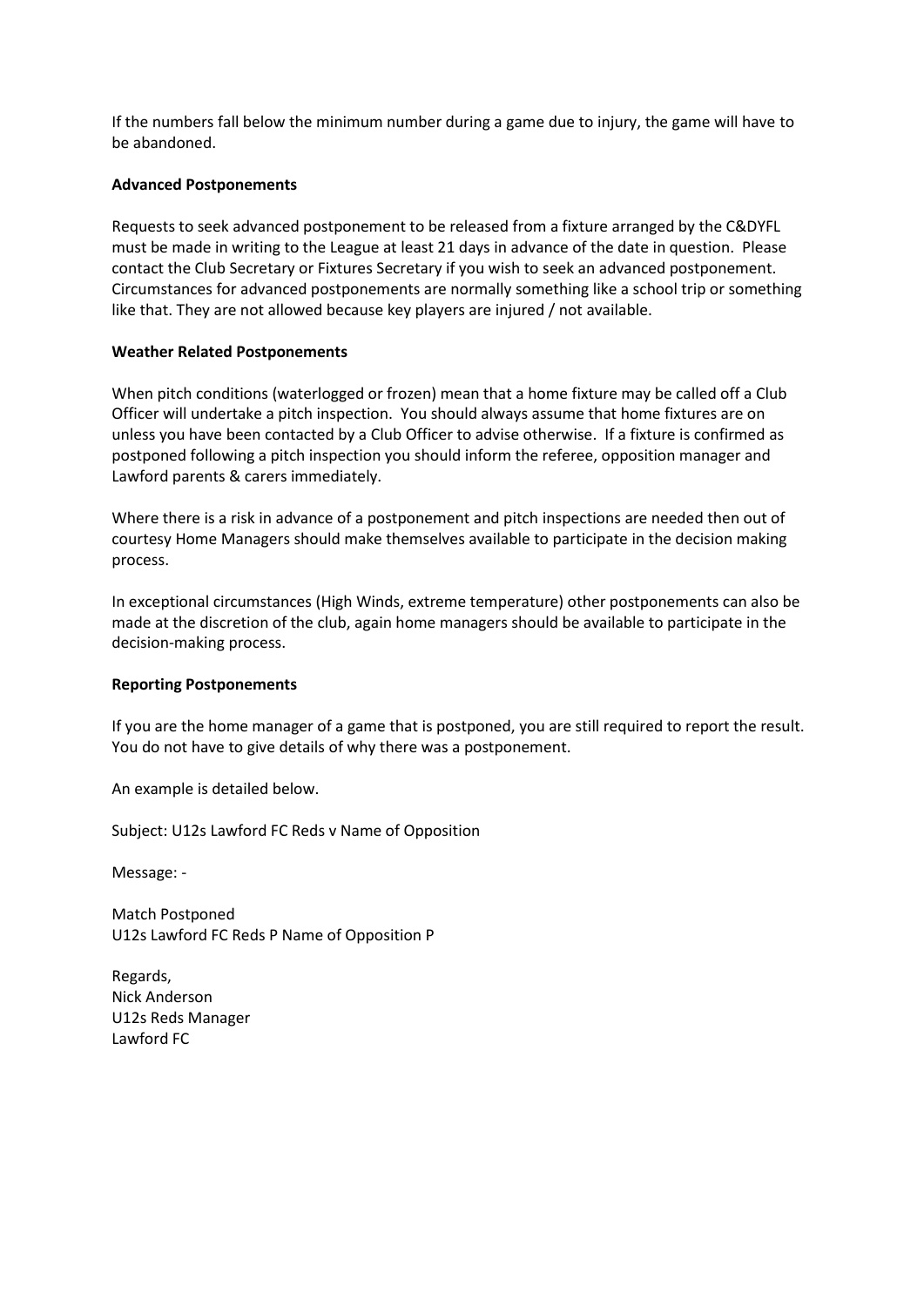If the numbers fall below the minimum number during a game due to injury, the game will have to be abandoned.

**Advanced Postponements**

Requests to seek advanced postponement to be released from a fixture arranged by the C&DYFL must be made in writing to the League at least 21 days in advance of the date in question. Please contact the Club Secretary or Fixtures Secretary if you wish to seek an advanced postponement. Circumstances for advanced postponements are normally something like a school trip or something like that. They are not allowed because key players are injured / not available.

**Weather Related Postponements**

When pitch conditions (waterlogged or frozen) mean that a home fixture may be called off a Club Officer will undertake a pitch inspection. You should always assume that home fixtures are on unless you have been contacted by a Club Officer to advise otherwise. If a fixture is confirmed as postponed following a pitch inspection you should inform the referee, opposition manager and Lawford parents & carers immediately.

Where there is a risk in advance of a postponement and pitch inspections are needed then out of courtesy Home Managers should make themselves available to participate in the decision making process.

In exceptional circumstances (High Winds, extreme temperature) other postponements can also be made at the discretion of the club, again home managers should be available to participate in the decision-making process.

**Reporting Postponements**

If you are the home manager of a game that is postponed, you are still required to report the result. You do not have to give details of why there was a postponement.

An example is detailed below.

Subject: U12s Lawford FC Reds v Name of Opposition

Message: -

Match Postponed
U12s Lawford FC Reds P Name of Opposition P

Regards,
Nick Anderson
U12s Reds Manager
Lawford FC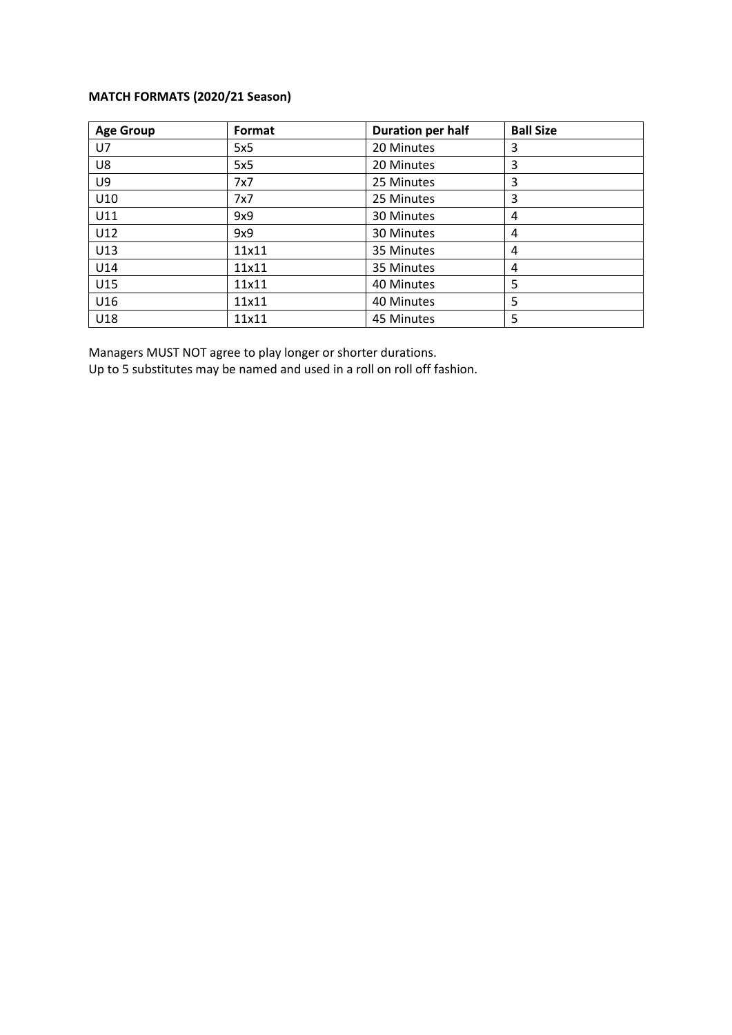**MATCH FORMATS (2020/21 Season)**

| Age Group | Format | Duration per half | Ball Size |
|---|---|---|---|
| U7 | 5x5 | 20 Minutes | 3 |
| U8 | 5x5 | 20 Minutes | 3 |
| U9 | 7x7 | 25 Minutes | 3 |
| U10 | 7x7 | 25 Minutes | 3 |
| U11 | 9x9 | 30 Minutes | 4 |
| U12 | 9x9 | 30 Minutes | 4 |
| U13 | 11x11 | 35 Minutes | 4 |
| U14 | 11x11 | 35 Minutes | 4 |
| U15 | 11x11 | 40 Minutes | 5 |
| U16 | 11x11 | 40 Minutes | 5 |
| U18 | 11x11 | 45 Minutes | 5 |

Managers MUST NOT agree to play longer or shorter durations.
Up to 5 substitutes may be named and used in a roll on roll off fashion.